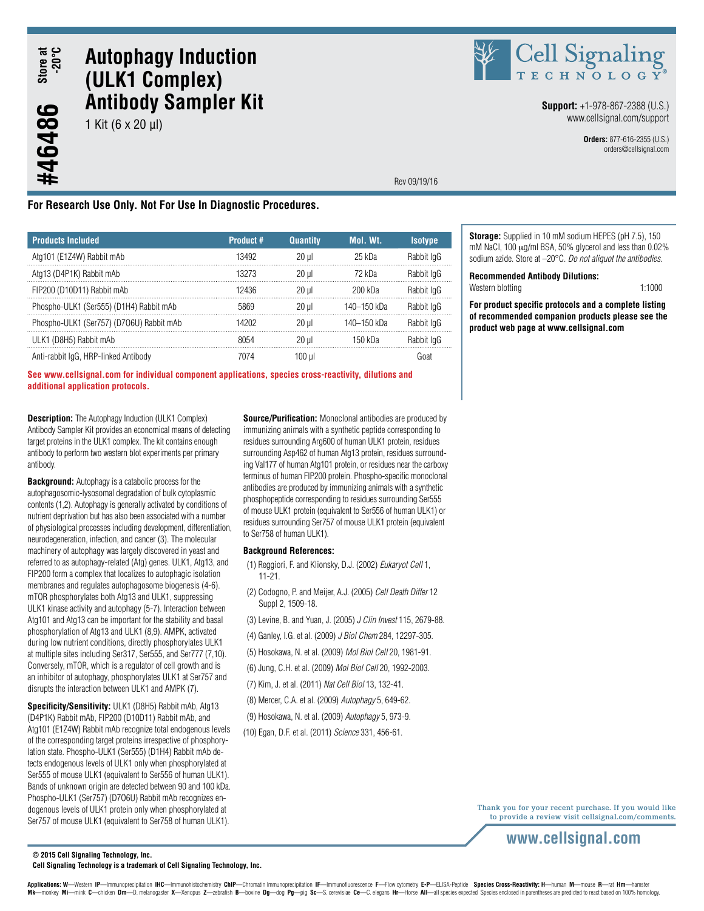Store at -20°C

# #46486

# Autophagy Induction (ULK1 Complex) Antibody Sampler Kit

1 Kit (6 x 20 µl)

Cell Signaling TECHNOLOGY®

**Support:** +1-978-867-2388 (U.S.)
www.cellsignal.com/support

**Orders:** 877-616-2355 (U.S.)
orders@cellsignal.com

Rev 09/19/16

**For Research Use Only. Not For Use In Diagnostic Procedures.**

| Products Included | Product # | Quantity | Mol. Wt. | Isotype |
|---|---|---|---|---|
| Atg101 (E1Z4W) Rabbit mAb | 13492 | 20 µl | 25 kDa | Rabbit IgG |
| Atg13 (D4P1K) Rabbit mAb | 13273 | 20 µl | 72 kDa | Rabbit IgG |
| FIP200 (D10D11) Rabbit mAb | 12436 | 20 µl | 200 kDa | Rabbit IgG |
| Phospho-ULK1 (Ser555) (D1H4) Rabbit mAb | 5869 | 20 µl | 140–150 kDa | Rabbit IgG |
| Phospho-ULK1 (Ser757) (D7O6U) Rabbit mAb | 14202 | 20 µl | 140–150 kDa | Rabbit IgG |
| ULK1 (D8H5) Rabbit mAb | 8054 | 20 µl | 150 kDa | Rabbit IgG |
| Anti-rabbit IgG, HRP-linked Antibody | 7074 | 100 µl | | Goat |

**See www.cellsignal.com for individual component applications, species cross-reactivity, dilutions and additional application protocols.**

**Storage:** Supplied in 10 mM sodium HEPES (pH 7.5), 150 mM NaCl, 100 µg/ml BSA, 50% glycerol and less than 0.02% sodium azide. Store at –20°C. *Do not aliquot the antibodies.*

**Recommended Antibody Dilutions:**

Western blotting 1:1000

**For product specific protocols and a complete listing of recommended companion products please see the product web page at www.cellsignal.com**

**Description:** The Autophagy Induction (ULK1 Complex) Antibody Sampler Kit provides an economical means of detecting target proteins in the ULK1 complex. The kit contains enough antibody to perform two western blot experiments per primary antibody.

**Background:** Autophagy is a catabolic process for the autophagosomic-lysosomal degradation of bulk cytoplasmic contents (1,2). Autophagy is generally activated by conditions of nutrient deprivation but has also been associated with a number of physiological processes including development, differentiation, neurodegeneration, infection, and cancer (3). The molecular machinery of autophagy was largely discovered in yeast and referred to as autophagy-related (Atg) genes. ULK1, Atg13, and FIP200 form a complex that localizes to autophagic isolation membranes and regulates autophagosome biogenesis (4-6). mTOR phosphorylates both Atg13 and ULK1, suppressing ULK1 kinase activity and autophagy (5-7). Interaction between Atg101 and Atg13 can be important for the stability and basal phosphorylation of Atg13 and ULK1 (8,9). AMPK, activated during low nutrient conditions, directly phosphorylates ULK1 at multiple sites including Ser317, Ser555, and Ser777 (7,10). Conversely, mTOR, which is a regulator of cell growth and is an inhibitor of autophagy, phosphorylates ULK1 at Ser757 and disrupts the interaction between ULK1 and AMPK (7).

**Specificity/Sensitivity:** ULK1 (D8H5) Rabbit mAb, Atg13 (D4P1K) Rabbit mAb, FIP200 (D10D11) Rabbit mAb, and Atg101 (E1Z4W) Rabbit mAb recognize total endogenous levels of the corresponding target proteins irrespective of phosphorylation state. Phospho-ULK1 (Ser555) (D1H4) Rabbit mAb detects endogenous levels of ULK1 only when phosphorylated at Ser555 of mouse ULK1 (equivalent to Ser556 of human ULK1). Bands of unknown origin are detected between 90 and 100 kDa. Phospho-ULK1 (Ser757) (D7O6U) Rabbit mAb recognizes endogenous levels of ULK1 protein only when phosphorylated at Ser757 of mouse ULK1 (equivalent to Ser758 of human ULK1).

**Source/Purification:** Monoclonal antibodies are produced by immunizing animals with a synthetic peptide corresponding to residues surrounding Arg600 of human ULK1 protein, residues surrounding Asp462 of human Atg13 protein, residues surrounding Val177 of human Atg101 protein, or residues near the carboxy terminus of human FIP200 protein. Phospho-specific monoclonal antibodies are produced by immunizing animals with a synthetic phosphopeptide corresponding to residues surrounding Ser555 of mouse ULK1 protein (equivalent to Ser556 of human ULK1) or residues surrounding Ser757 of mouse ULK1 protein (equivalent to Ser758 of human ULK1).

**Background References:**

(1) Reggiori, F. and Klionsky, D.J. (2002) *Eukaryot Cell* 1, 11-21.

(2) Codogno, P. and Meijer, A.J. (2005) *Cell Death Differ* 12 Suppl 2, 1509-18.

(3) Levine, B. and Yuan, J. (2005) *J Clin Invest* 115, 2679-88.

(4) Ganley, I.G. et al. (2009) *J Biol Chem* 284, 12297-305.

(5) Hosokawa, N. et al. (2009) *Mol Biol Cell* 20, 1981-91.

(6) Jung, C.H. et al. (2009) *Mol Biol Cell* 20, 1992-2003.

(7) Kim, J. et al. (2011) *Nat Cell Biol* 13, 132-41.

(8) Mercer, C.A. et al. (2009) *Autophagy* 5, 649-62.

(9) Hosokawa, N. et al. (2009) *Autophagy* 5, 973-9.

(10) Egan, D.F. et al. (2011) *Science* 331, 456-61.

Thank you for your recent purchase. If you would like to provide a review visit cellsignal.com/comments.

www.cellsignal.com

© 2015 Cell Signaling Technology, Inc.
Cell Signaling Technology is a trademark of Cell Signaling Technology, Inc.

**Applications: W**—Western **IP**—Immunoprecipitation **IHC**—Immunohistochemistry **ChIP**—Chromatin Immunoprecipitation **IF**—Immunofluorescence **F**—Flow cytometry **E-P**—ELISA-Peptide **Species Cross-Reactivity: H**—human **M**—mouse **R**—rat **Hm**—hamster **Mk**—monkey **Mi**—mink **C**—chicken **Dm**—D. melanogaster **X**—Xenopus **Z**—zebrafish **B**—bovine **Dg**—dog **Pg**—pig **Sc**—S. cerevisiae **Ce**—C. elegans **Hr**—Horse **All**—all species expected Species enclosed in parentheses are predicted to react based on 100% homology.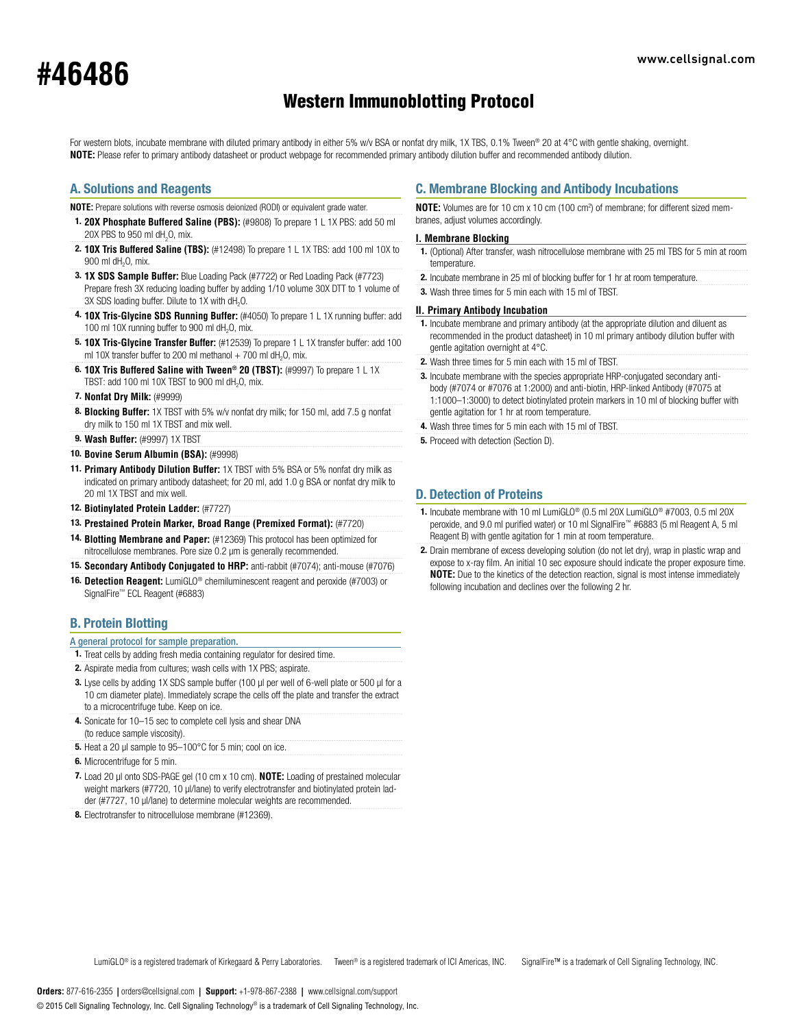# #46486

## Western Immunoblotting Protocol

For western blots, incubate membrane with diluted primary antibody in either 5% w/v BSA or nonfat dry milk, 1X TBS, 0.1% Tween® 20 at 4°C with gentle shaking, overnight.
**NOTE:** Please refer to primary antibody datasheet or product webpage for recommended primary antibody dilution buffer and recommended antibody dilution.

### A. Solutions and Reagents

**NOTE:** Prepare solutions with reverse osmosis deionized (RODI) or equivalent grade water.

1. **20X Phosphate Buffered Saline (PBS):** (#9808) To prepare 1 L 1X PBS: add 50 ml 20X PBS to 950 ml $dH_2O$, mix.
2. **10X Tris Buffered Saline (TBS):** (#12498) To prepare 1 L 1X TBS: add 100 ml 10X to 900 ml $dH_2O$, mix.
3. **1X SDS Sample Buffer:** Blue Loading Pack (#7722) or Red Loading Pack (#7723) Prepare fresh 3X reducing loading buffer by adding 1/10 volume 30X DTT to 1 volume of 3X SDS loading buffer. Dilute to 1X with $dH_2O$.
4. **10X Tris-Glycine SDS Running Buffer:** (#4050) To prepare 1 L 1X running buffer: add 100 ml 10X running buffer to 900 ml $dH_2O$, mix.
5. **10X Tris-Glycine Transfer Buffer:** (#12539) To prepare 1 L 1X transfer buffer: add 100 ml 10X transfer buffer to 200 ml methanol + 700 ml $dH_2O$, mix.
6. **10X Tris Buffered Saline with Tween® 20 (TBST):** (#9997) To prepare 1 L 1X TBST: add 100 ml 10X TBST to 900 ml $dH_2O$, mix.
7. **Nonfat Dry Milk:** (#9999)
8. **Blocking Buffer:** 1X TBST with 5% w/v nonfat dry milk; for 150 ml, add 7.5 g nonfat dry milk to 150 ml 1X TBST and mix well.
9. **Wash Buffer:** (#9997) 1X TBST
10. **Bovine Serum Albumin (BSA):** (#9998)
11. **Primary Antibody Dilution Buffer:** 1X TBST with 5% BSA or 5% nonfat dry milk as indicated on primary antibody datasheet; for 20 ml, add 1.0 g BSA or nonfat dry milk to 20 ml 1X TBST and mix well.
12. **Biotinylated Protein Ladder:** (#7727)
13. **Prestained Protein Marker, Broad Range (Premixed Format):** (#7720)
14. **Blotting Membrane and Paper:** (#12369) This protocol has been optimized for nitrocellulose membranes. Pore size 0.2 µm is generally recommended.
15. **Secondary Antibody Conjugated to HRP:** anti-rabbit (#7074); anti-mouse (#7076)
16. **Detection Reagent:** LumiGLO® chemiluminescent reagent and peroxide (#7003) or SignalFire™ ECL Reagent (#6883)

### B. Protein Blotting

A general protocol for sample preparation.

1. Treat cells by adding fresh media containing regulator for desired time.
2. Aspirate media from cultures; wash cells with 1X PBS; aspirate.
3. Lyse cells by adding 1X SDS sample buffer (100 µl per well of 6-well plate or 500 µl for a 10 cm diameter plate). Immediately scrape the cells off the plate and transfer the extract to a microcentrifuge tube. Keep on ice.
4. Sonicate for 10–15 sec to complete cell lysis and shear DNA (to reduce sample viscosity).
5. Heat a 20 µl sample to 95–100°C for 5 min; cool on ice.
6. Microcentrifuge for 5 min.
7. Load 20 µl onto SDS-PAGE gel (10 cm x 10 cm). **NOTE:** Loading of prestained molecular weight markers (#7720, 10 µl/lane) to verify electrotransfer and biotinylated protein ladder (#7727, 10 µl/lane) to determine molecular weights are recommended.
8. Electrotransfer to nitrocellulose membrane (#12369).

### C. Membrane Blocking and Antibody Incubations

**NOTE:** Volumes are for 10 cm x 10 cm (100 cm²) of membrane; for different sized membranes, adjust volumes accordingly.

#### I. Membrane Blocking

1. (Optional) After transfer, wash nitrocellulose membrane with 25 ml TBS for 5 min at room temperature.
2. Incubate membrane in 25 ml of blocking buffer for 1 hr at room temperature.
3. Wash three times for 5 min each with 15 ml of TBST.

#### II. Primary Antibody Incubation

1. Incubate membrane and primary antibody (at the appropriate dilution and diluent as recommended in the product datasheet) in 10 ml primary antibody dilution buffer with gentle agitation overnight at 4°C.
2. Wash three times for 5 min each with 15 ml of TBST.
3. Incubate membrane with the species appropriate HRP-conjugated secondary antibody (#7074 or #7076 at 1:2000) and anti-biotin, HRP-linked Antibody (#7075 at 1:1000–1:3000) to detect biotinylated protein markers in 10 ml of blocking buffer with gentle agitation for 1 hr at room temperature.
4. Wash three times for 5 min each with 15 ml of TBST.
5. Proceed with detection (Section D).

### D. Detection of Proteins

1. Incubate membrane with 10 ml LumiGLO® (0.5 ml 20X LumiGLO® #7003, 0.5 ml 20X peroxide, and 9.0 ml purified water) or 10 ml SignalFire™ #6883 (5 ml Reagent A, 5 ml Reagent B) with gentle agitation for 1 min at room temperature.
2. Drain membrane of excess developing solution (do not let dry), wrap in plastic wrap and expose to x-ray film. An initial 10 sec exposure should indicate the proper exposure time. **NOTE:** Due to the kinetics of the detection reaction, signal is most intense immediately following incubation and declines over the following 2 hr.

LumiGLO® is a registered trademark of Kirkegaard & Perry Laboratories. Tween® is a registered trademark of ICI Americas, INC. SignalFire™ is a trademark of Cell Signaling Technology, INC.

**Orders:** 877-616-2355 | orders@cellsignal.com | **Support:** +1-978-867-2388 | www.cellsignal.com/support

© 2015 Cell Signaling Technology, Inc. Cell Signaling Technology® is a trademark of Cell Signaling Technology, Inc.